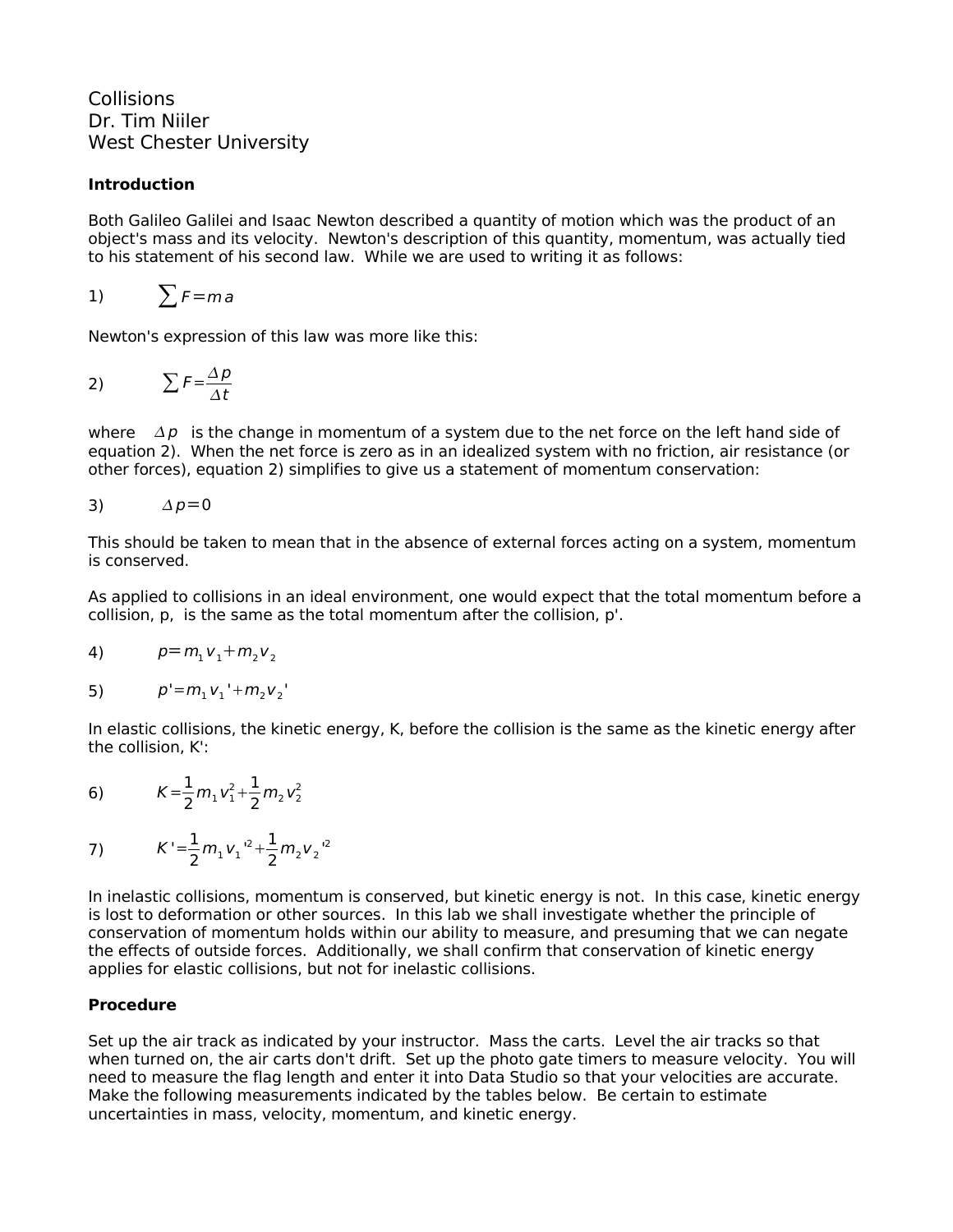Collisions
Dr. Tim Niiler
West Chester University

**Introduction**

Both Galileo Galilei and Isaac Newton described a quantity of motion which was the product of an object's mass and its velocity. Newton's description of this quantity, momentum, was actually tied to his statement of his second law. While we are used to writing it as follows:

1) $$\sum F = m a$$

Newton's expression of this law was more like this:

2) $$\sum F = \frac{\Delta p}{\Delta t}$$

where $\Delta p$ is the change in momentum of a system due to the net force on the left hand side of equation 2). When the net force is zero as in an idealized system with no friction, air resistance (or other forces), equation 2) simplifies to give us a statement of momentum conservation:

3) $$\Delta p = 0$$

This should be taken to mean that in the absence of external forces acting on a system, momentum is conserved.

As applied to collisions in an ideal environment, one would expect that the total momentum before a collision, p, is the same as the total momentum after the collision, p'.

4) $$p = m_1 v_1 + m_2 v_2$$

5) $$p' = m_1 v_1' + m_2 v_2'$$

In elastic collisions, the kinetic energy, K, before the collision is the same as the kinetic energy after the collision, K':

6) $$K = \frac{1}{2} m_1 v_1^2 + \frac{1}{2} m_2 v_2^2$$

7) $$K' = \frac{1}{2} m_1 v_1'^2 + \frac{1}{2} m_2 v_2'^2$$

In inelastic collisions, momentum is conserved, but kinetic energy is not. In this case, kinetic energy is lost to deformation or other sources. In this lab we shall investigate whether the principle of conservation of momentum holds within our ability to measure, and presuming that we can negate the effects of outside forces. Additionally, we shall confirm that conservation of kinetic energy applies for elastic collisions, but not for inelastic collisions.

**Procedure**

Set up the air track as indicated by your instructor. Mass the carts. Level the air tracks so that when turned on, the air carts don't drift. Set up the photo gate timers to measure velocity. You will need to measure the flag length and enter it into Data Studio so that your velocities are accurate. Make the following measurements indicated by the tables below. Be certain to estimate uncertainties in mass, velocity, momentum, and kinetic energy.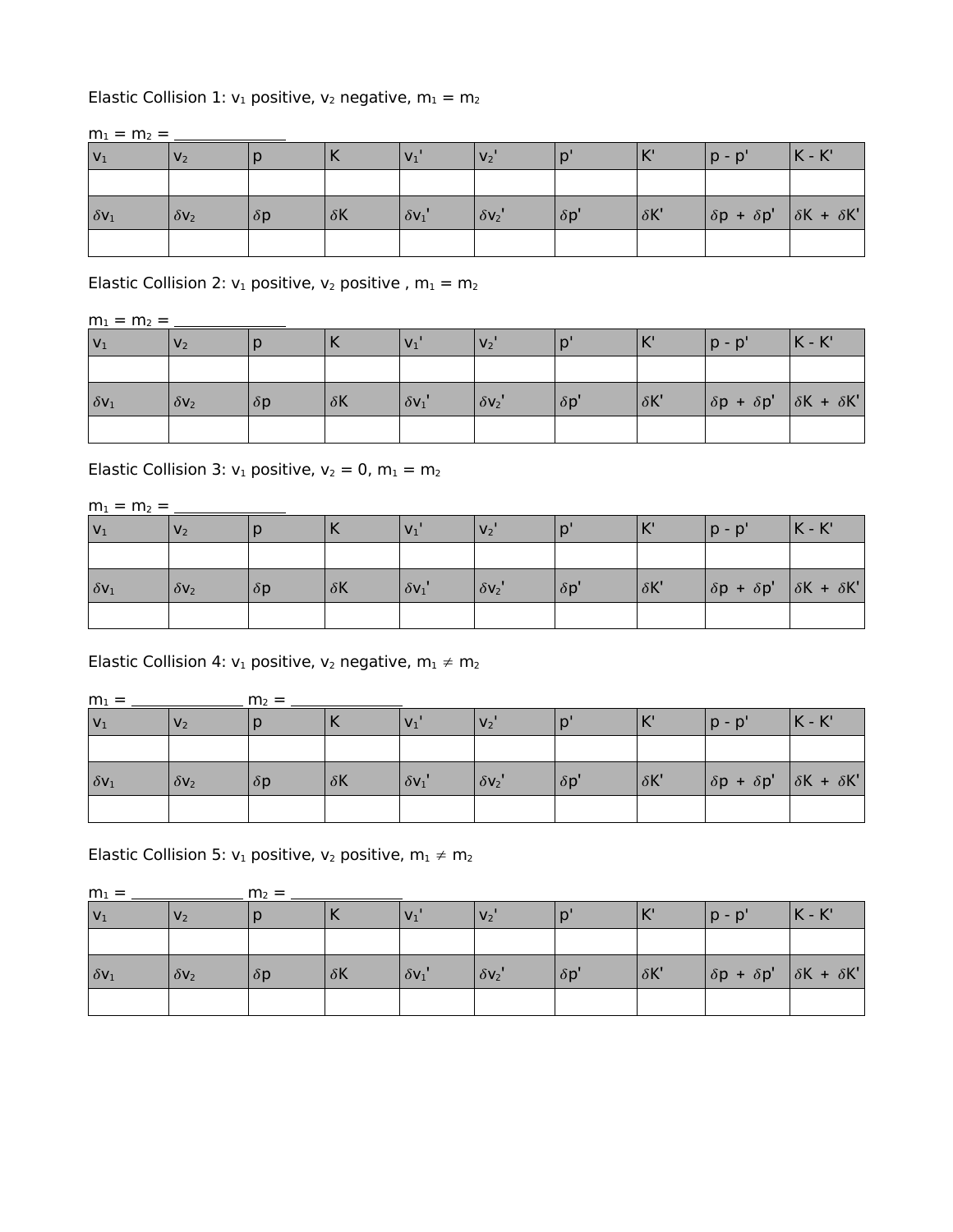Elastic Collision 1: $v_1$ positive, $v_2$ negative, $m_1 = m_2$

$m_1 = m_2 =$ _______________

| $v_1$ | $v_2$ | $p$ | $K$ | $v_1'$ | $v_2'$ | $p'$ | $K'$ | $p - p'$ | $K - K'$ |
|---|---|---|---|---|---|---|---|---|---|
| | | | | | | | | | |
| $\delta v_1$ | $\delta v_2$ | $\delta p$ | $\delta K$ | $\delta v_1'$ | $\delta v_2'$ | $\delta p'$ | $\delta K'$ | $\delta p + \delta p'$ | $\delta K + \delta K'$ |
| | | | | | | | | | |

Elastic Collision 2: $v_1$ positive, $v_2$ positive , $m_1 = m_2$

$m_1 = m_2 =$ _______________

| $v_1$ | $v_2$ | $p$ | $K$ | $v_1'$ | $v_2'$ | $p'$ | $K'$ | $p - p'$ | $K - K'$ |
|---|---|---|---|---|---|---|---|---|---|
| | | | | | | | | | |
| $\delta v_1$ | $\delta v_2$ | $\delta p$ | $\delta K$ | $\delta v_1'$ | $\delta v_2'$ | $\delta p'$ | $\delta K'$ | $\delta p + \delta p'$ | $\delta K + \delta K'$ |
| | | | | | | | | | |

Elastic Collision 3: $v_1$ positive, $v_2 = 0$, $m_1 = m_2$

$m_1 = m_2 =$ _______________

| $v_1$ | $v_2$ | $p$ | $K$ | $v_1'$ | $v_2'$ | $p'$ | $K'$ | $p - p'$ | $K - K'$ |
|---|---|---|---|---|---|---|---|---|---|
| | | | | | | | | | |
| $\delta v_1$ | $\delta v_2$ | $\delta p$ | $\delta K$ | $\delta v_1'$ | $\delta v_2'$ | $\delta p'$ | $\delta K'$ | $\delta p + \delta p'$ | $\delta K + \delta K'$ |
| | | | | | | | | | |

Elastic Collision 4: $v_1$ positive, $v_2$ negative, $m_1 \neq m_2$

$m_1 =$ _______________ $m_2 =$ _______________

| $v_1$ | $v_2$ | $p$ | $K$ | $v_1'$ | $v_2'$ | $p'$ | $K'$ | $p - p'$ | $K - K'$ |
|---|---|---|---|---|---|---|---|---|---|
| | | | | | | | | | |
| $\delta v_1$ | $\delta v_2$ | $\delta p$ | $\delta K$ | $\delta v_1'$ | $\delta v_2'$ | $\delta p'$ | $\delta K'$ | $\delta p + \delta p'$ | $\delta K + \delta K'$ |
| | | | | | | | | | |

Elastic Collision 5: $v_1$ positive, $v_2$ positive, $m_1 \neq m_2$

$m_1 =$ _______________ $m_2 =$ _______________

| $v_1$ | $v_2$ | $p$ | $K$ | $v_1'$ | $v_2'$ | $p'$ | $K'$ | $p - p'$ | $K - K'$ |
|---|---|---|---|---|---|---|---|---|---|
| | | | | | | | | | |
| $\delta v_1$ | $\delta v_2$ | $\delta p$ | $\delta K$ | $\delta v_1'$ | $\delta v_2'$ | $\delta p'$ | $\delta K'$ | $\delta p + \delta p'$ | $\delta K + \delta K'$ |
| | | | | | | | | | |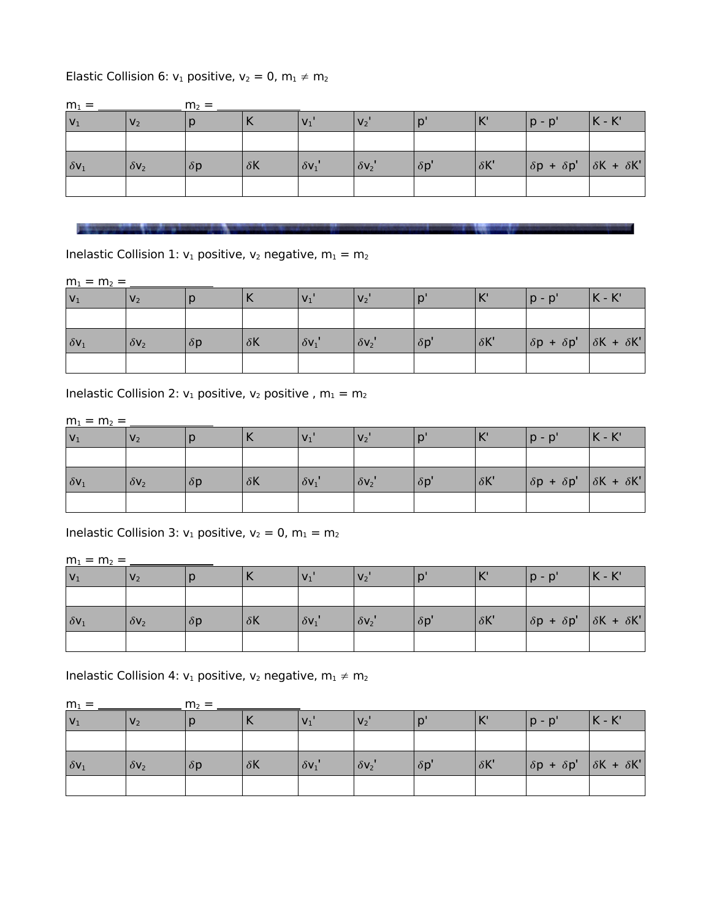Elastic Collision 6: $v_1$ positive, $v_2 = 0$, $m_1 \neq m_2$

$m_1$ = ______________ $m_2$ = ______________

| $v_1$ | $v_2$ | p | K | $v_1'$ | $v_2'$ | p' | K' | p - p' | K - K' |
|---|---|---|---|---|---|---|---|---|---|
| | | | | | | | | | |
| $\delta v_1$ | $\delta v_2$ | $\delta p$ | $\delta K$ | $\delta v_1'$ | $\delta v_2'$ | $\delta p'$ | $\delta K'$ | $\delta p + \delta p'$ | $\delta K + \delta K'$ |
| | | | | | | | | | |

---

Inelastic Collision 1: $v_1$ positive, $v_2$ negative, $m_1 = m_2$

$m_1 = m_2$ = ______________

| $v_1$ | $v_2$ | p | K | $v_1'$ | $v_2'$ | p' | K' | p - p' | K - K' |
|---|---|---|---|---|---|---|---|---|---|
| | | | | | | | | | |
| $\delta v_1$ | $\delta v_2$ | $\delta p$ | $\delta K$ | $\delta v_1'$ | $\delta v_2'$ | $\delta p'$ | $\delta K'$ | $\delta p + \delta p'$ | $\delta K + \delta K'$ |
| | | | | | | | | | |

Inelastic Collision 2: $v_1$ positive, $v_2$ positive , $m_1 = m_2$

$m_1 = m_2$ = ______________

| $v_1$ | $v_2$ | p | K | $v_1'$ | $v_2'$ | p' | K' | p - p' | K - K' |
|---|---|---|---|---|---|---|---|---|---|
| | | | | | | | | | |
| $\delta v_1$ | $\delta v_2$ | $\delta p$ | $\delta K$ | $\delta v_1'$ | $\delta v_2'$ | $\delta p'$ | $\delta K'$ | $\delta p + \delta p'$ | $\delta K + \delta K'$ |
| | | | | | | | | | |

Inelastic Collision 3: $v_1$ positive, $v_2 = 0$, $m_1 = m_2$

$m_1 = m_2$ = ______________

| $v_1$ | $v_2$ | p | K | $v_1'$ | $v_2'$ | p' | K' | p - p' | K - K' |
|---|---|---|---|---|---|---|---|---|---|
| | | | | | | | | | |
| $\delta v_1$ | $\delta v_2$ | $\delta p$ | $\delta K$ | $\delta v_1'$ | $\delta v_2'$ | $\delta p'$ | $\delta K'$ | $\delta p + \delta p'$ | $\delta K + \delta K'$ |
| | | | | | | | | | |

Inelastic Collision 4: $v_1$ positive, $v_2$ negative, $m_1 \neq m_2$

$m_1$ = ______________ $m_2$ = ______________

| $v_1$ | $v_2$ | p | K | $v_1'$ | $v_2'$ | p' | K' | p - p' | K - K' |
|---|---|---|---|---|---|---|---|---|---|
| | | | | | | | | | |
| $\delta v_1$ | $\delta v_2$ | $\delta p$ | $\delta K$ | $\delta v_1'$ | $\delta v_2'$ | $\delta p'$ | $\delta K'$ | $\delta p + \delta p'$ | $\delta K + \delta K'$ |
| | | | | | | | | | |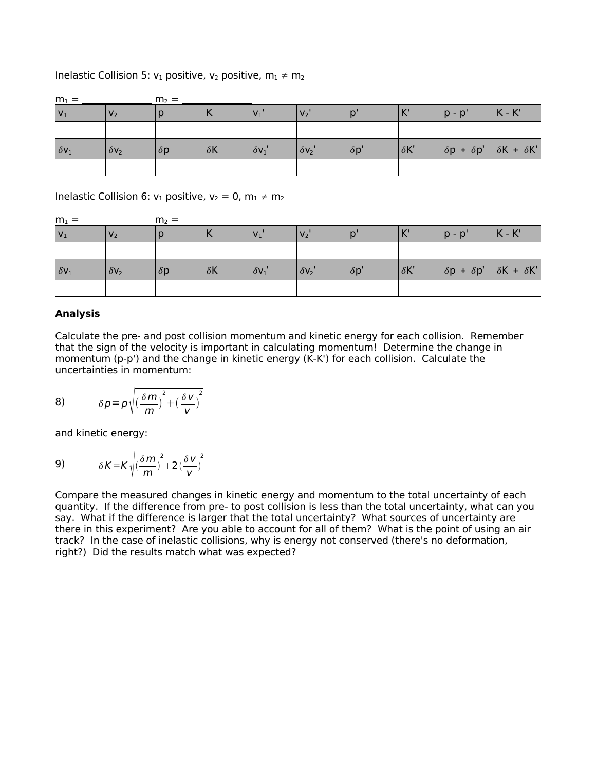Inelastic Collision 5: $v_1$ positive, $v_2$ positive, $m_1 \neq m_2$

$m_1$ = ______________ $m_2$ = ______________

| $v_1$ | $v_2$ | p | K | $v_1'$ | $v_2'$ | p' | K' | p - p' | K - K' |
|---|---|---|---|---|---|---|---|---|---|
| | | | | | | | | | |
| $\delta v_1$ | $\delta v_2$ | $\delta p$ | $\delta K$ | $\delta v_1'$ | $\delta v_2'$ | $\delta p'$ | $\delta K'$ | $\delta p + \delta p'$ | $\delta K + \delta K'$ |
| | | | | | | | | | |

Inelastic Collision 6: $v_1$ positive, $v_2$ = 0, $m_1 \neq m_2$

$m_1$ = ______________ $m_2$ = ______________

| $v_1$ | $v_2$ | p | K | $v_1'$ | $v_2'$ | p' | K' | p - p' | K - K' |
|---|---|---|---|---|---|---|---|---|---|
| | | | | | | | | | |
| $\delta v_1$ | $\delta v_2$ | $\delta p$ | $\delta K$ | $\delta v_1'$ | $\delta v_2'$ | $\delta p'$ | $\delta K'$ | $\delta p + \delta p'$ | $\delta K + \delta K'$ |
| | | | | | | | | | |

**Analysis**

Calculate the pre- and post collision momentum and kinetic energy for each collision. Remember that the sign of the velocity is important in calculating momentum! Determine the change in momentum (p-p') and the change in kinetic energy (K-K') for each collision. Calculate the uncertainties in momentum:

8) $$\delta p = p\sqrt{\left(\frac{\delta m}{m}\right)^2 + \left(\frac{\delta v}{v}\right)^2}$$

and kinetic energy:

9) $$\delta K = K\sqrt{\left(\frac{\delta m}{m}\right)^2 + 2\left(\frac{\delta v}{v}\right)^2}$$

Compare the measured changes in kinetic energy and momentum to the total uncertainty of each quantity. If the difference from pre- to post collision is less than the total uncertainty, what can you say. What if the difference is larger that the total uncertainty? What sources of uncertainty are there in this experiment? Are you able to account for all of them? What is the point of using an air track? In the case of inelastic collisions, why is energy not conserved (there's no deformation, right?) Did the results match what was expected?